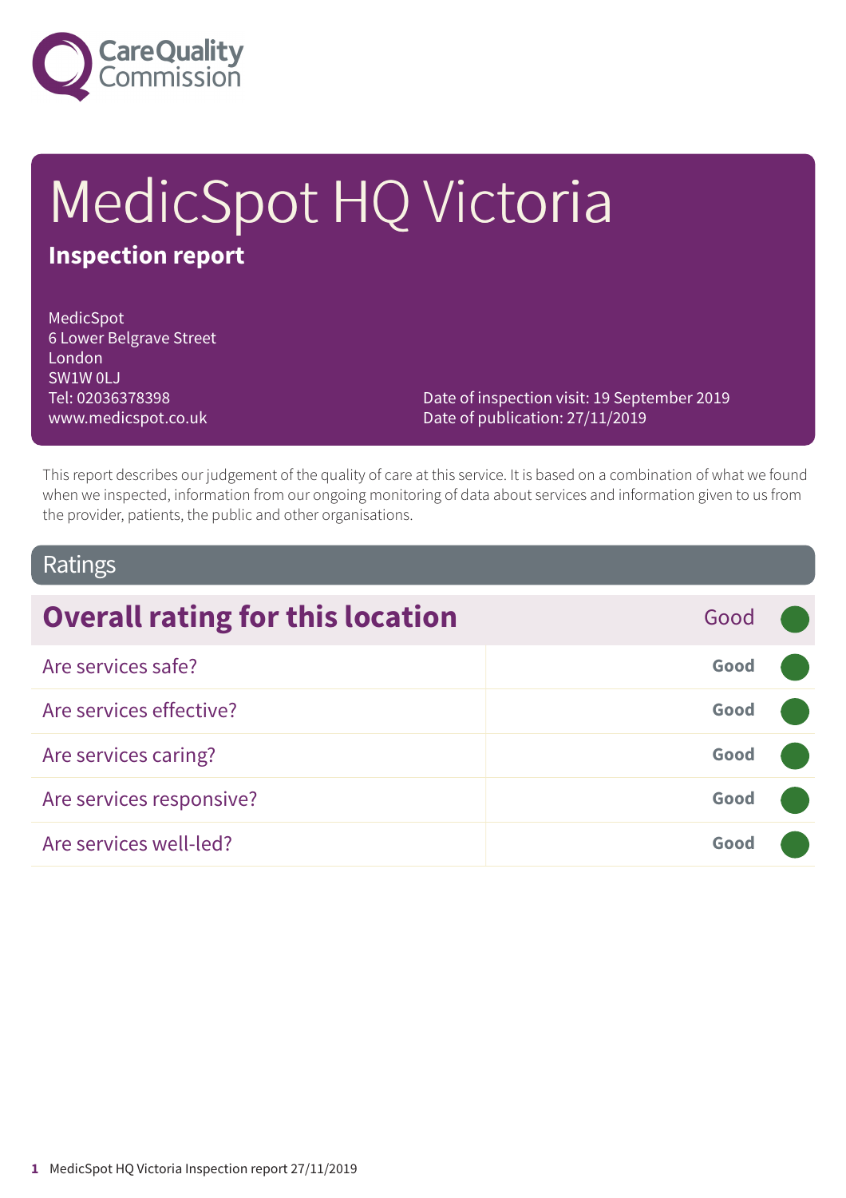Care Quality Commission

# MedicSpot HQ Victoria

## Inspection report

MedicSpot
6 Lower Belgrave Street
London
SW1W 0LJ
Tel: 02036378398
www.medicspot.co.uk

Date of inspection visit: 19 September 2019
Date of publication: 27/11/2019

This report describes our judgement of the quality of care at this service. It is based on a combination of what we found when we inspected, information from our ongoing monitoring of data about services and information given to us from the provider, patients, the public and other organisations.

## Ratings

| Overall rating for this location | Good |
|---|---|
| Are services safe? | **Good** |
| Are services effective? | **Good** |
| Are services caring? | **Good** |
| Are services responsive? | **Good** |
| Are services well-led? | **Good** |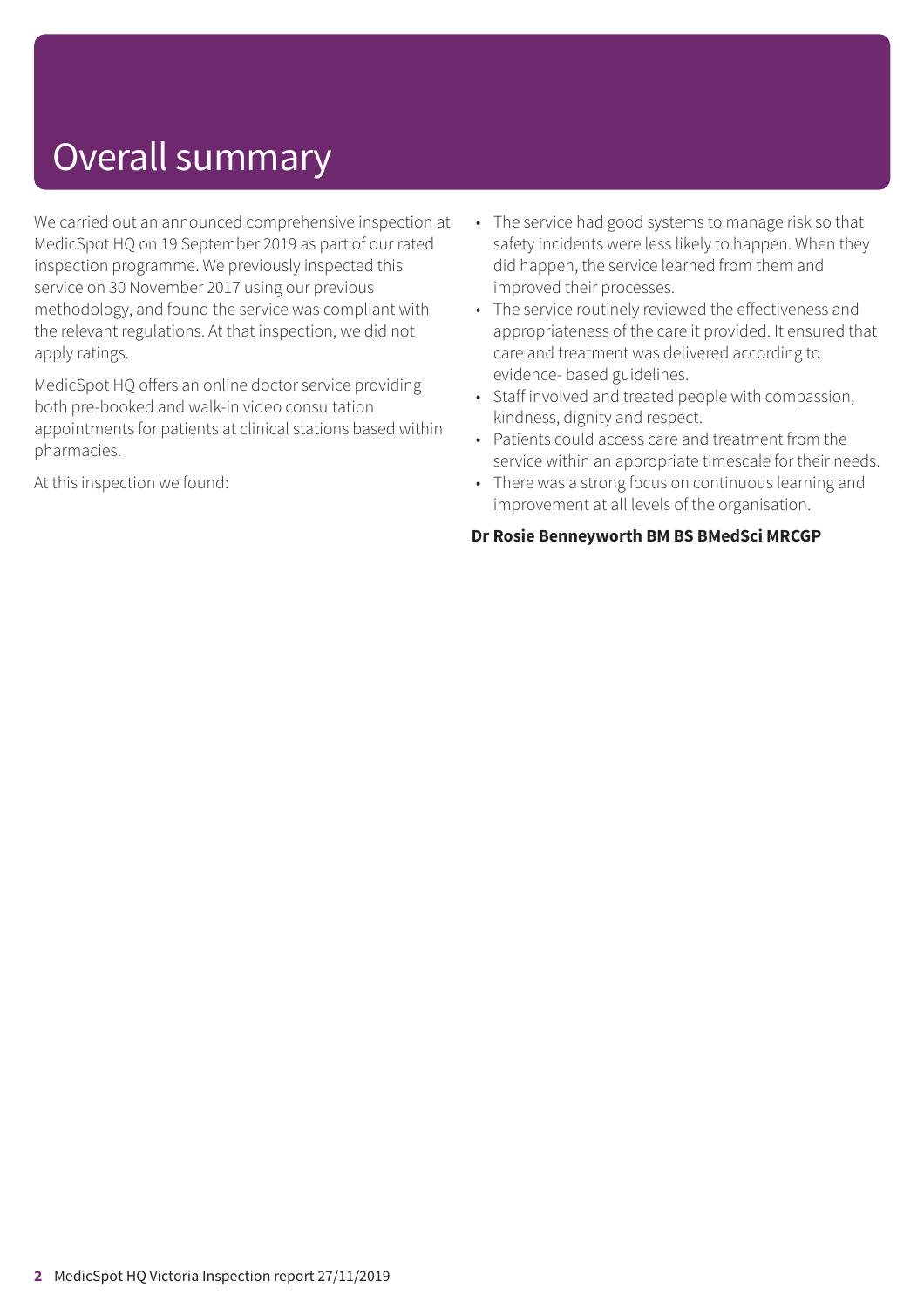# Overall summary

We carried out an announced comprehensive inspection at MedicSpot HQ on 19 September 2019 as part of our rated inspection programme. We previously inspected this service on 30 November 2017 using our previous methodology, and found the service was compliant with the relevant regulations. At that inspection, we did not apply ratings.

MedicSpot HQ offers an online doctor service providing both pre-booked and walk-in video consultation appointments for patients at clinical stations based within pharmacies.

At this inspection we found:

- The service had good systems to manage risk so that safety incidents were less likely to happen. When they did happen, the service learned from them and improved their processes.
- The service routinely reviewed the effectiveness and appropriateness of the care it provided. It ensured that care and treatment was delivered according to evidence- based guidelines.
- Staff involved and treated people with compassion, kindness, dignity and respect.
- Patients could access care and treatment from the service within an appropriate timescale for their needs.
- There was a strong focus on continuous learning and improvement at all levels of the organisation.

**Dr Rosie Benneyworth BM BS BMedSci MRCGP**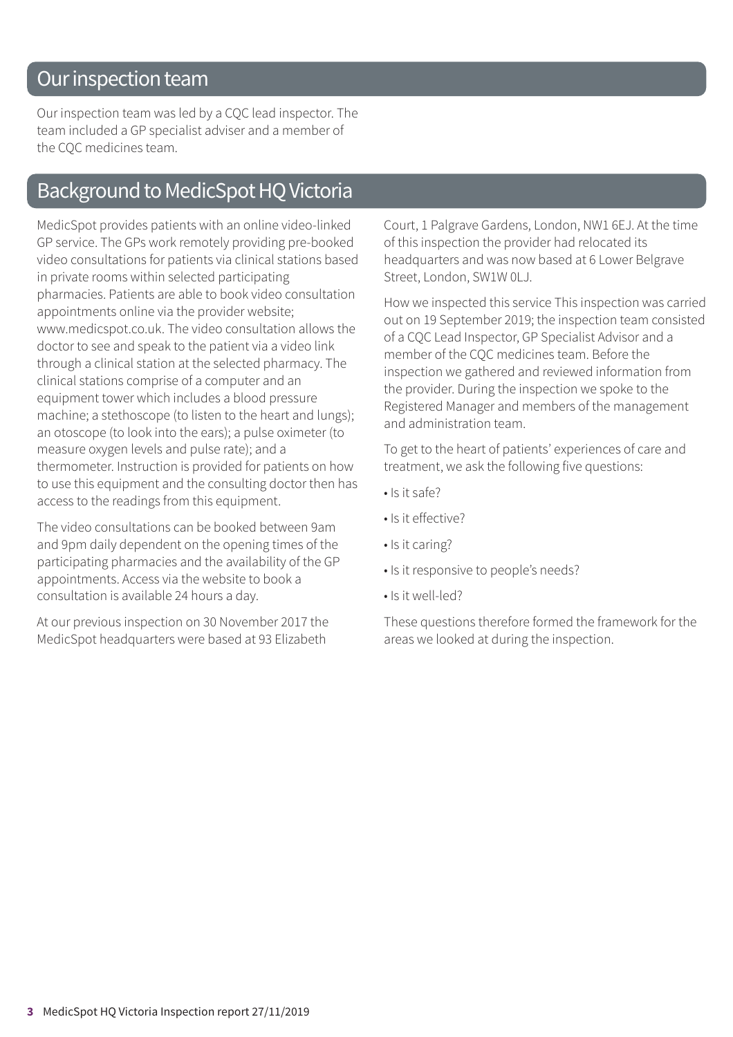## Our inspection team

Our inspection team was led by a CQC lead inspector. The team included a GP specialist adviser and a member of the CQC medicines team.

## Background to MedicSpot HQ Victoria

MedicSpot provides patients with an online video-linked GP service. The GPs work remotely providing pre-booked video consultations for patients via clinical stations based in private rooms within selected participating pharmacies. Patients are able to book video consultation appointments online via the provider website; www.medicspot.co.uk. The video consultation allows the doctor to see and speak to the patient via a video link through a clinical station at the selected pharmacy. The clinical stations comprise of a computer and an equipment tower which includes a blood pressure machine; a stethoscope (to listen to the heart and lungs); an otoscope (to look into the ears); a pulse oximeter (to measure oxygen levels and pulse rate); and a thermometer. Instruction is provided for patients on how to use this equipment and the consulting doctor then has access to the readings from this equipment.

The video consultations can be booked between 9am and 9pm daily dependent on the opening times of the participating pharmacies and the availability of the GP appointments. Access via the website to book a consultation is available 24 hours a day.

At our previous inspection on 30 November 2017 the MedicSpot headquarters were based at 93 Elizabeth Court, 1 Palgrave Gardens, London, NW1 6EJ. At the time of this inspection the provider had relocated its headquarters and was now based at 6 Lower Belgrave Street, London, SW1W 0LJ.

How we inspected this service This inspection was carried out on 19 September 2019; the inspection team consisted of a CQC Lead Inspector, GP Specialist Advisor and a member of the CQC medicines team. Before the inspection we gathered and reviewed information from the provider. During the inspection we spoke to the Registered Manager and members of the management and administration team.

To get to the heart of patients' experiences of care and treatment, we ask the following five questions:

- Is it safe?
- Is it effective?
- Is it caring?
- Is it responsive to people's needs?
- Is it well-led?

These questions therefore formed the framework for the areas we looked at during the inspection.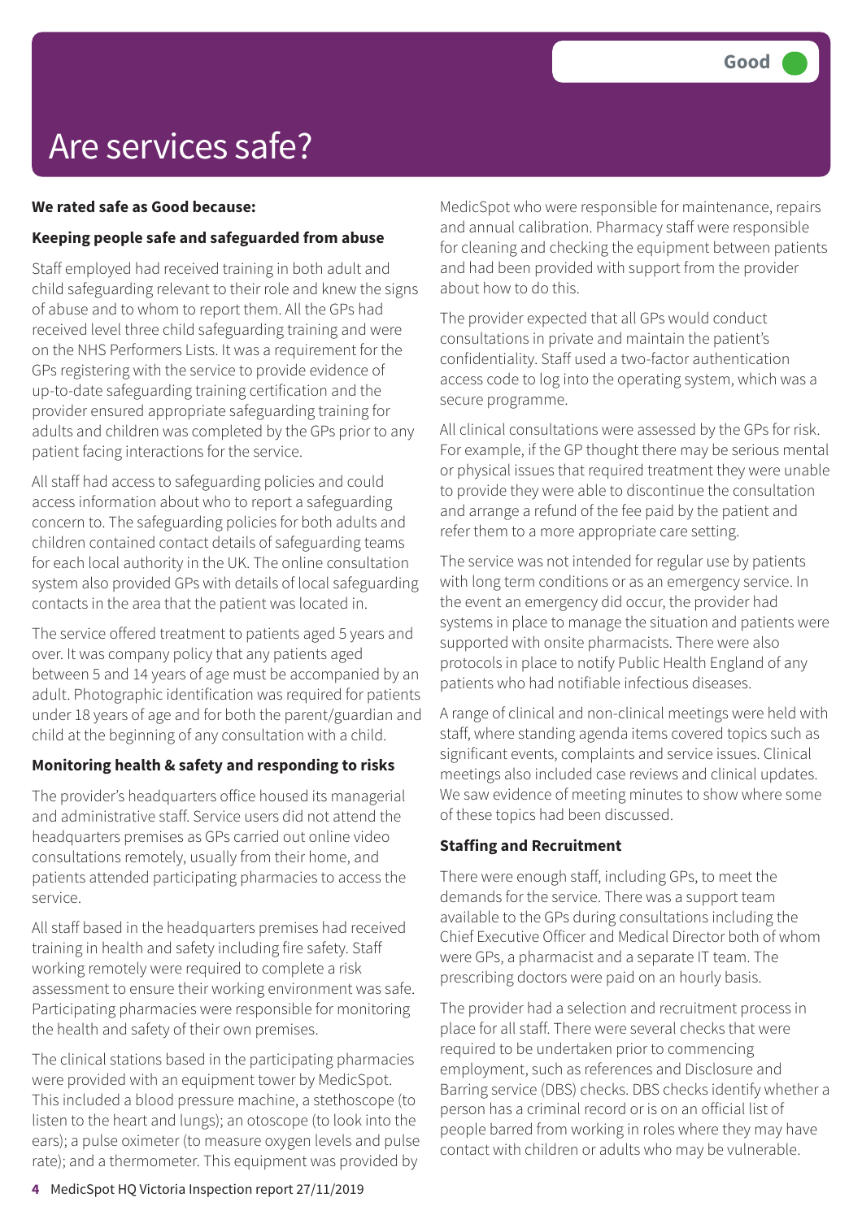Good

# Are services safe?

**We rated safe as Good because:**

**Keeping people safe and safeguarded from abuse**

Staff employed had received training in both adult and child safeguarding relevant to their role and knew the signs of abuse and to whom to report them. All the GPs had received level three child safeguarding training and were on the NHS Performers Lists. It was a requirement for the GPs registering with the service to provide evidence of up-to-date safeguarding training certification and the provider ensured appropriate safeguarding training for adults and children was completed by the GPs prior to any patient facing interactions for the service.

All staff had access to safeguarding policies and could access information about who to report a safeguarding concern to. The safeguarding policies for both adults and children contained contact details of safeguarding teams for each local authority in the UK. The online consultation system also provided GPs with details of local safeguarding contacts in the area that the patient was located in.

The service offered treatment to patients aged 5 years and over. It was company policy that any patients aged between 5 and 14 years of age must be accompanied by an adult. Photographic identification was required for patients under 18 years of age and for both the parent/guardian and child at the beginning of any consultation with a child.

**Monitoring health & safety and responding to risks**

The provider's headquarters office housed its managerial and administrative staff. Service users did not attend the headquarters premises as GPs carried out online video consultations remotely, usually from their home, and patients attended participating pharmacies to access the service.

All staff based in the headquarters premises had received training in health and safety including fire safety. Staff working remotely were required to complete a risk assessment to ensure their working environment was safe. Participating pharmacies were responsible for monitoring the health and safety of their own premises.

The clinical stations based in the participating pharmacies were provided with an equipment tower by MedicSpot. This included a blood pressure machine, a stethoscope (to listen to the heart and lungs); an otoscope (to look into the ears); a pulse oximeter (to measure oxygen levels and pulse rate); and a thermometer. This equipment was provided by MedicSpot who were responsible for maintenance, repairs and annual calibration. Pharmacy staff were responsible for cleaning and checking the equipment between patients and had been provided with support from the provider about how to do this.

The provider expected that all GPs would conduct consultations in private and maintain the patient's confidentiality. Staff used a two-factor authentication access code to log into the operating system, which was a secure programme.

All clinical consultations were assessed by the GPs for risk. For example, if the GP thought there may be serious mental or physical issues that required treatment they were unable to provide they were able to discontinue the consultation and arrange a refund of the fee paid by the patient and refer them to a more appropriate care setting.

The service was not intended for regular use by patients with long term conditions or as an emergency service. In the event an emergency did occur, the provider had systems in place to manage the situation and patients were supported with onsite pharmacists. There were also protocols in place to notify Public Health England of any patients who had notifiable infectious diseases.

A range of clinical and non-clinical meetings were held with staff, where standing agenda items covered topics such as significant events, complaints and service issues. Clinical meetings also included case reviews and clinical updates. We saw evidence of meeting minutes to show where some of these topics had been discussed.

**Staffing and Recruitment**

There were enough staff, including GPs, to meet the demands for the service. There was a support team available to the GPs during consultations including the Chief Executive Officer and Medical Director both of whom were GPs, a pharmacist and a separate IT team. The prescribing doctors were paid on an hourly basis.

The provider had a selection and recruitment process in place for all staff. There were several checks that were required to be undertaken prior to commencing employment, such as references and Disclosure and Barring service (DBS) checks. DBS checks identify whether a person has a criminal record or is on an official list of people barred from working in roles where they may have contact with children or adults who may be vulnerable.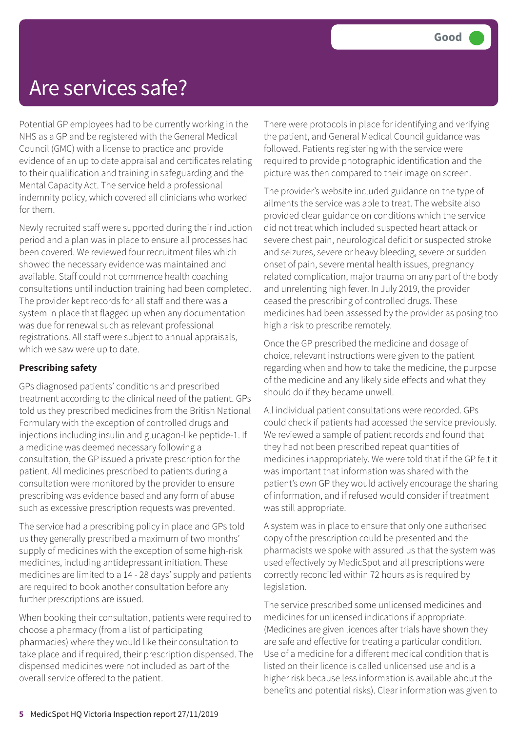# Are services safe?

**Good**

Potential GP employees had to be currently working in the NHS as a GP and be registered with the General Medical Council (GMC) with a license to practice and provide evidence of an up to date appraisal and certificates relating to their qualification and training in safeguarding and the Mental Capacity Act. The service held a professional indemnity policy, which covered all clinicians who worked for them.

Newly recruited staff were supported during their induction period and a plan was in place to ensure all processes had been covered. We reviewed four recruitment files which showed the necessary evidence was maintained and available. Staff could not commence health coaching consultations until induction training had been completed. The provider kept records for all staff and there was a system in place that flagged up when any documentation was due for renewal such as relevant professional registrations. All staff were subject to annual appraisals, which we saw were up to date.

**Prescribing safety**

GPs diagnosed patients' conditions and prescribed treatment according to the clinical need of the patient. GPs told us they prescribed medicines from the British National Formulary with the exception of controlled drugs and injections including insulin and glucagon-like peptide-1. If a medicine was deemed necessary following a consultation, the GP issued a private prescription for the patient. All medicines prescribed to patients during a consultation were monitored by the provider to ensure prescribing was evidence based and any form of abuse such as excessive prescription requests was prevented.

The service had a prescribing policy in place and GPs told us they generally prescribed a maximum of two months' supply of medicines with the exception of some high-risk medicines, including antidepressant initiation. These medicines are limited to a 14 - 28 days' supply and patients are required to book another consultation before any further prescriptions are issued.

When booking their consultation, patients were required to choose a pharmacy (from a list of participating pharmacies) where they would like their consultation to take place and if required, their prescription dispensed. The dispensed medicines were not included as part of the overall service offered to the patient.

There were protocols in place for identifying and verifying the patient, and General Medical Council guidance was followed. Patients registering with the service were required to provide photographic identification and the picture was then compared to their image on screen.

The provider's website included guidance on the type of ailments the service was able to treat. The website also provided clear guidance on conditions which the service did not treat which included suspected heart attack or severe chest pain, neurological deficit or suspected stroke and seizures, severe or heavy bleeding, severe or sudden onset of pain, severe mental health issues, pregnancy related complication, major trauma on any part of the body and unrelenting high fever. In July 2019, the provider ceased the prescribing of controlled drugs. These medicines had been assessed by the provider as posing too high a risk to prescribe remotely.

Once the GP prescribed the medicine and dosage of choice, relevant instructions were given to the patient regarding when and how to take the medicine, the purpose of the medicine and any likely side effects and what they should do if they became unwell.

All individual patient consultations were recorded. GPs could check if patients had accessed the service previously. We reviewed a sample of patient records and found that they had not been prescribed repeat quantities of medicines inappropriately. We were told that if the GP felt it was important that information was shared with the patient's own GP they would actively encourage the sharing of information, and if refused would consider if treatment was still appropriate.

A system was in place to ensure that only one authorised copy of the prescription could be presented and the pharmacists we spoke with assured us that the system was used effectively by MedicSpot and all prescriptions were correctly reconciled within 72 hours as is required by legislation.

The service prescribed some unlicensed medicines and medicines for unlicensed indications if appropriate. (Medicines are given licences after trials have shown they are safe and effective for treating a particular condition. Use of a medicine for a different medical condition that is listed on their licence is called unlicensed use and is a higher risk because less information is available about the benefits and potential risks). Clear information was given to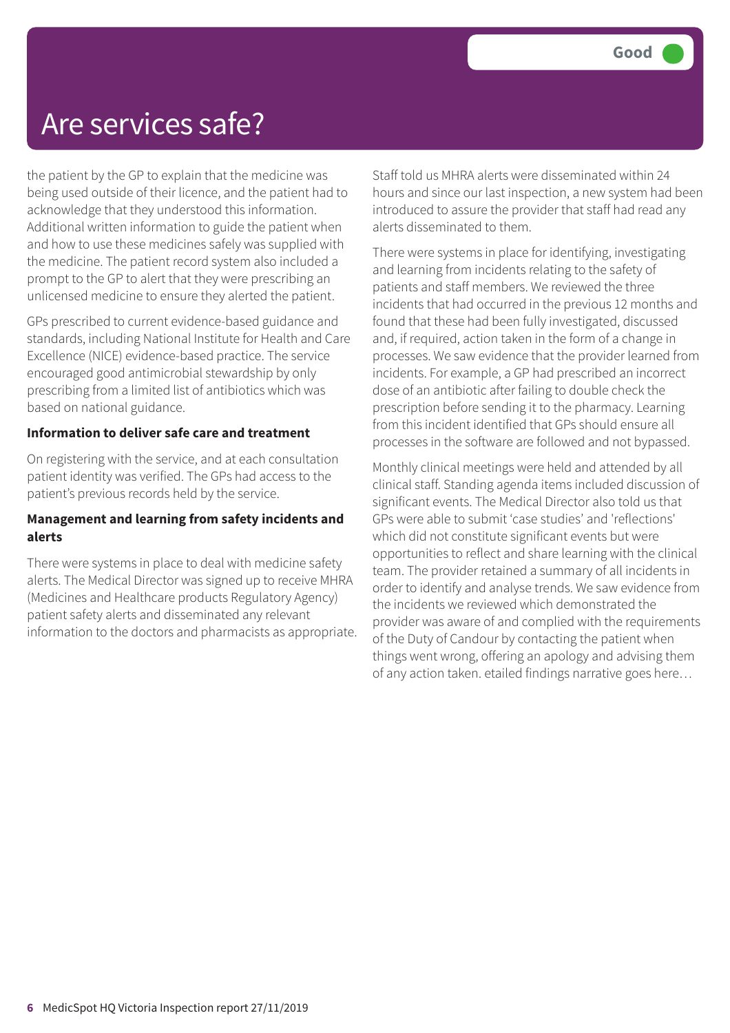# Are services safe?

Good

the patient by the GP to explain that the medicine was being used outside of their licence, and the patient had to acknowledge that they understood this information. Additional written information to guide the patient when and how to use these medicines safely was supplied with the medicine. The patient record system also included a prompt to the GP to alert that they were prescribing an unlicensed medicine to ensure they alerted the patient.

GPs prescribed to current evidence-based guidance and standards, including National Institute for Health and Care Excellence (NICE) evidence-based practice. The service encouraged good antimicrobial stewardship by only prescribing from a limited list of antibiotics which was based on national guidance.

**Information to deliver safe care and treatment**

On registering with the service, and at each consultation patient identity was verified. The GPs had access to the patient's previous records held by the service.

**Management and learning from safety incidents and alerts**

There were systems in place to deal with medicine safety alerts. The Medical Director was signed up to receive MHRA (Medicines and Healthcare products Regulatory Agency) patient safety alerts and disseminated any relevant information to the doctors and pharmacists as appropriate.

Staff told us MHRA alerts were disseminated within 24 hours and since our last inspection, a new system had been introduced to assure the provider that staff had read any alerts disseminated to them.

There were systems in place for identifying, investigating and learning from incidents relating to the safety of patients and staff members. We reviewed the three incidents that had occurred in the previous 12 months and found that these had been fully investigated, discussed and, if required, action taken in the form of a change in processes. We saw evidence that the provider learned from incidents. For example, a GP had prescribed an incorrect dose of an antibiotic after failing to double check the prescription before sending it to the pharmacy. Learning from this incident identified that GPs should ensure all processes in the software are followed and not bypassed.

Monthly clinical meetings were held and attended by all clinical staff. Standing agenda items included discussion of significant events. The Medical Director also told us that GPs were able to submit 'case studies' and 'reflections' which did not constitute significant events but were opportunities to reflect and share learning with the clinical team. The provider retained a summary of all incidents in order to identify and analyse trends. We saw evidence from the incidents we reviewed which demonstrated the provider was aware of and complied with the requirements of the Duty of Candour by contacting the patient when things went wrong, offering an apology and advising them of any action taken. etailed findings narrative goes here…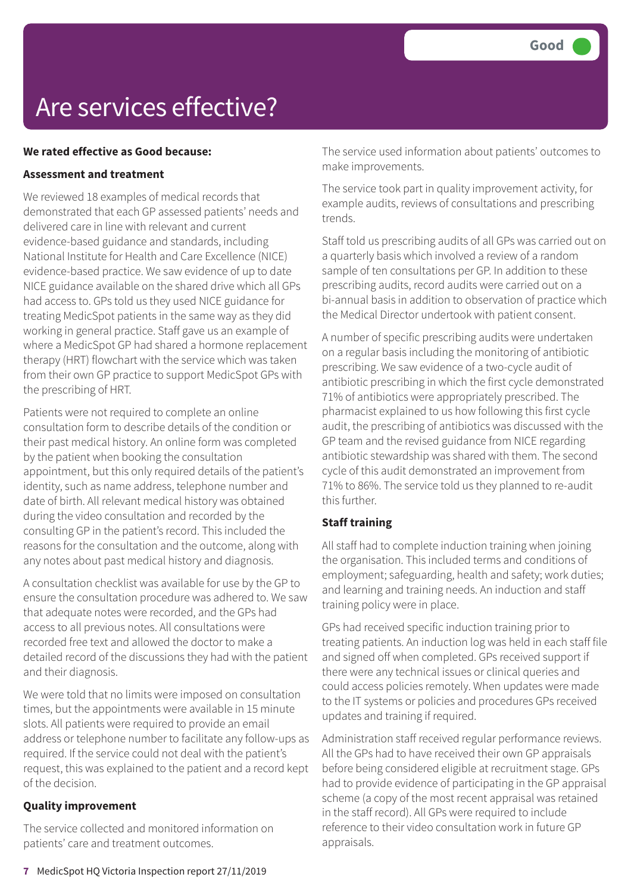# Are services effective?

**Good**

**We rated effective as Good because:**

**Assessment and treatment**

We reviewed 18 examples of medical records that demonstrated that each GP assessed patients' needs and delivered care in line with relevant and current evidence-based guidance and standards, including National Institute for Health and Care Excellence (NICE) evidence-based practice. We saw evidence of up to date NICE guidance available on the shared drive which all GPs had access to. GPs told us they used NICE guidance for treating MedicSpot patients in the same way as they did working in general practice. Staff gave us an example of where a MedicSpot GP had shared a hormone replacement therapy (HRT) flowchart with the service which was taken from their own GP practice to support MedicSpot GPs with the prescribing of HRT.

Patients were not required to complete an online consultation form to describe details of the condition or their past medical history. An online form was completed by the patient when booking the consultation appointment, but this only required details of the patient's identity, such as name address, telephone number and date of birth. All relevant medical history was obtained during the video consultation and recorded by the consulting GP in the patient's record. This included the reasons for the consultation and the outcome, along with any notes about past medical history and diagnosis.

A consultation checklist was available for use by the GP to ensure the consultation procedure was adhered to. We saw that adequate notes were recorded, and the GPs had access to all previous notes. All consultations were recorded free text and allowed the doctor to make a detailed record of the discussions they had with the patient and their diagnosis.

We were told that no limits were imposed on consultation times, but the appointments were available in 15 minute slots. All patients were required to provide an email address or telephone number to facilitate any follow-ups as required. If the service could not deal with the patient's request, this was explained to the patient and a record kept of the decision.

**Quality improvement**

The service collected and monitored information on patients' care and treatment outcomes.

The service used information about patients' outcomes to make improvements.

The service took part in quality improvement activity, for example audits, reviews of consultations and prescribing trends.

Staff told us prescribing audits of all GPs was carried out on a quarterly basis which involved a review of a random sample of ten consultations per GP. In addition to these prescribing audits, record audits were carried out on a bi-annual basis in addition to observation of practice which the Medical Director undertook with patient consent.

A number of specific prescribing audits were undertaken on a regular basis including the monitoring of antibiotic prescribing. We saw evidence of a two-cycle audit of antibiotic prescribing in which the first cycle demonstrated 71% of antibiotics were appropriately prescribed. The pharmacist explained to us how following this first cycle audit, the prescribing of antibiotics was discussed with the GP team and the revised guidance from NICE regarding antibiotic stewardship was shared with them. The second cycle of this audit demonstrated an improvement from 71% to 86%. The service told us they planned to re-audit this further.

**Staff training**

All staff had to complete induction training when joining the organisation. This included terms and conditions of employment; safeguarding, health and safety; work duties; and learning and training needs. An induction and staff training policy were in place.

GPs had received specific induction training prior to treating patients. An induction log was held in each staff file and signed off when completed. GPs received support if there were any technical issues or clinical queries and could access policies remotely. When updates were made to the IT systems or policies and procedures GPs received updates and training if required.

Administration staff received regular performance reviews. All the GPs had to have received their own GP appraisals before being considered eligible at recruitment stage. GPs had to provide evidence of participating in the GP appraisal scheme (a copy of the most recent appraisal was retained in the staff record). All GPs were required to include reference to their video consultation work in future GP appraisals.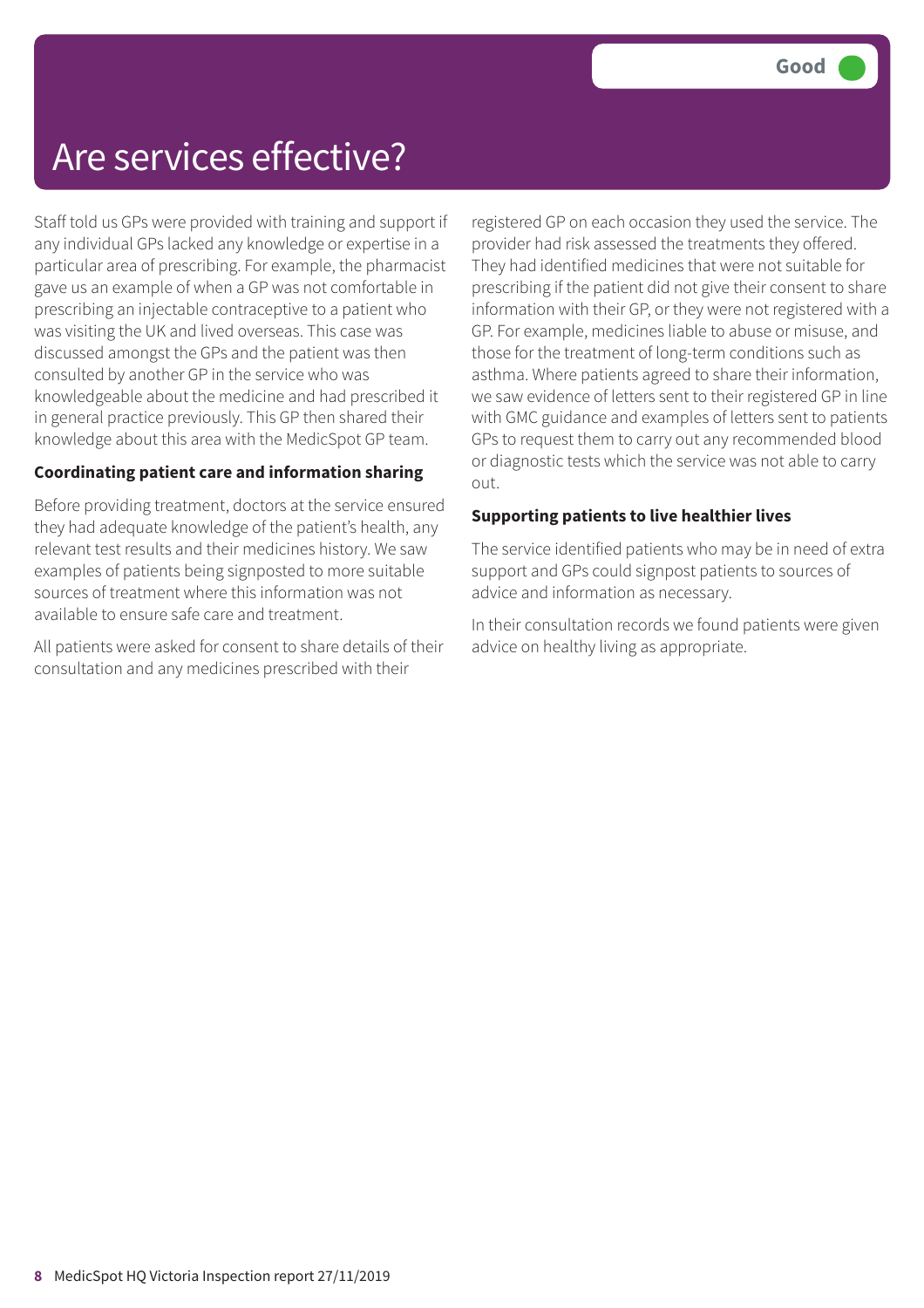Good

# Are services effective?

Staff told us GPs were provided with training and support if any individual GPs lacked any knowledge or expertise in a particular area of prescribing. For example, the pharmacist gave us an example of when a GP was not comfortable in prescribing an injectable contraceptive to a patient who was visiting the UK and lived overseas. This case was discussed amongst the GPs and the patient was then consulted by another GP in the service who was knowledgeable about the medicine and had prescribed it in general practice previously. This GP then shared their knowledge about this area with the MedicSpot GP team.

**Coordinating patient care and information sharing**

Before providing treatment, doctors at the service ensured they had adequate knowledge of the patient's health, any relevant test results and their medicines history. We saw examples of patients being signposted to more suitable sources of treatment where this information was not available to ensure safe care and treatment.

All patients were asked for consent to share details of their consultation and any medicines prescribed with their registered GP on each occasion they used the service. The provider had risk assessed the treatments they offered. They had identified medicines that were not suitable for prescribing if the patient did not give their consent to share information with their GP, or they were not registered with a GP. For example, medicines liable to abuse or misuse, and those for the treatment of long-term conditions such as asthma. Where patients agreed to share their information, we saw evidence of letters sent to their registered GP in line with GMC guidance and examples of letters sent to patients GPs to request them to carry out any recommended blood or diagnostic tests which the service was not able to carry out.

**Supporting patients to live healthier lives**

The service identified patients who may be in need of extra support and GPs could signpost patients to sources of advice and information as necessary.

In their consultation records we found patients were given advice on healthy living as appropriate.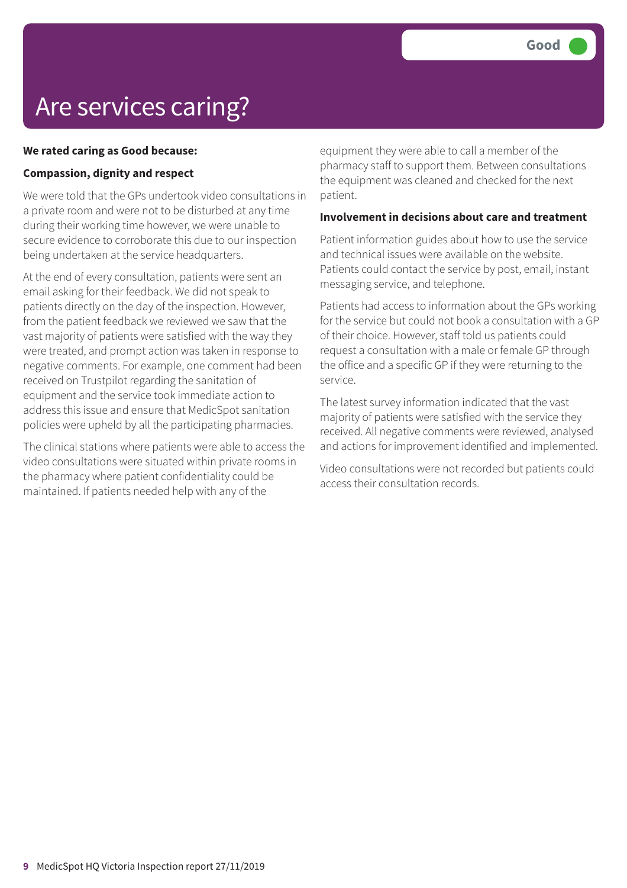# Are services caring?

Good

**We rated caring as Good because:**

**Compassion, dignity and respect**

We were told that the GPs undertook video consultations in a private room and were not to be disturbed at any time during their working time however, we were unable to secure evidence to corroborate this due to our inspection being undertaken at the service headquarters.

At the end of every consultation, patients were sent an email asking for their feedback. We did not speak to patients directly on the day of the inspection. However, from the patient feedback we reviewed we saw that the vast majority of patients were satisfied with the way they were treated, and prompt action was taken in response to negative comments. For example, one comment had been received on Trustpilot regarding the sanitation of equipment and the service took immediate action to address this issue and ensure that MedicSpot sanitation policies were upheld by all the participating pharmacies.

The clinical stations where patients were able to access the video consultations were situated within private rooms in the pharmacy where patient confidentiality could be maintained. If patients needed help with any of the equipment they were able to call a member of the pharmacy staff to support them. Between consultations the equipment was cleaned and checked for the next patient.

**Involvement in decisions about care and treatment**

Patient information guides about how to use the service and technical issues were available on the website. Patients could contact the service by post, email, instant messaging service, and telephone.

Patients had access to information about the GPs working for the service but could not book a consultation with a GP of their choice. However, staff told us patients could request a consultation with a male or female GP through the office and a specific GP if they were returning to the service.

The latest survey information indicated that the vast majority of patients were satisfied with the service they received. All negative comments were reviewed, analysed and actions for improvement identified and implemented.

Video consultations were not recorded but patients could access their consultation records.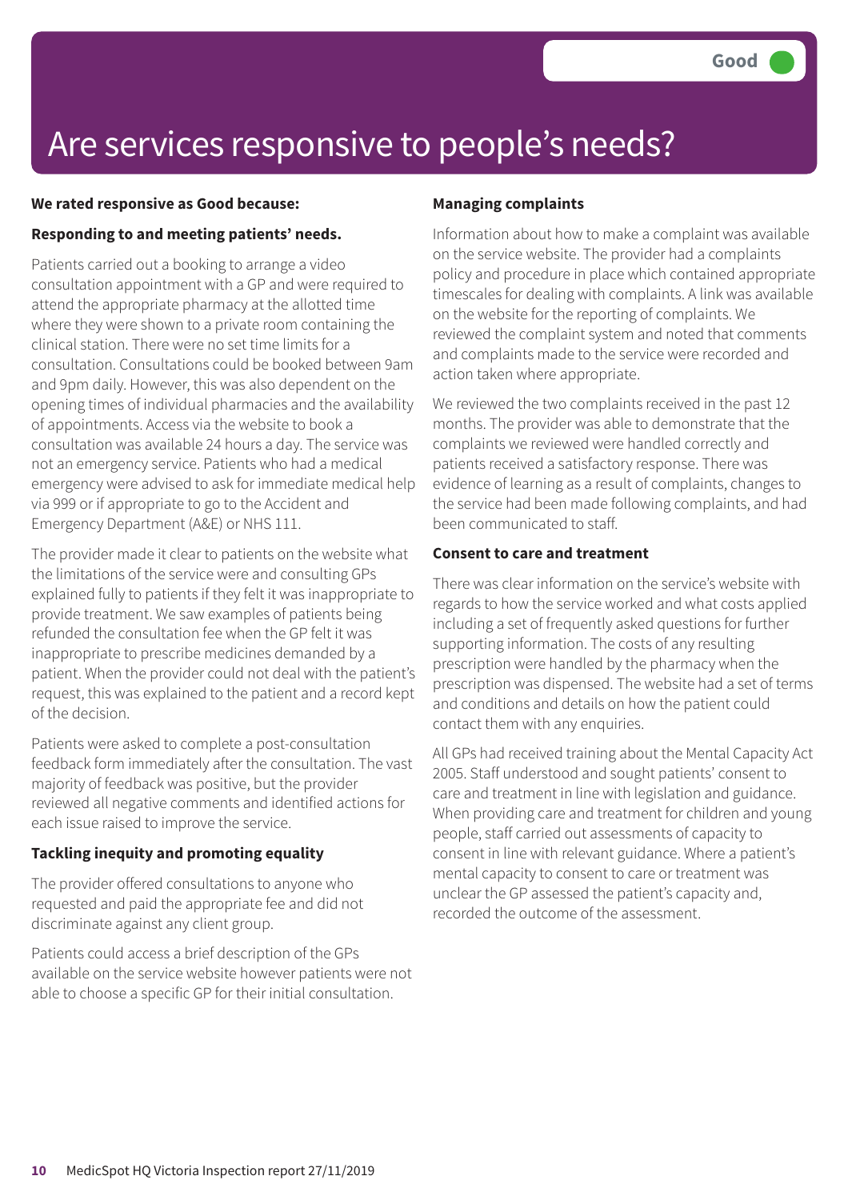Good

# Are services responsive to people's needs?

**We rated responsive as Good because:**

**Responding to and meeting patients' needs.**

Patients carried out a booking to arrange a video consultation appointment with a GP and were required to attend the appropriate pharmacy at the allotted time where they were shown to a private room containing the clinical station. There were no set time limits for a consultation. Consultations could be booked between 9am and 9pm daily. However, this was also dependent on the opening times of individual pharmacies and the availability of appointments. Access via the website to book a consultation was available 24 hours a day. The service was not an emergency service. Patients who had a medical emergency were advised to ask for immediate medical help via 999 or if appropriate to go to the Accident and Emergency Department (A&E) or NHS 111.

The provider made it clear to patients on the website what the limitations of the service were and consulting GPs explained fully to patients if they felt it was inappropriate to provide treatment. We saw examples of patients being refunded the consultation fee when the GP felt it was inappropriate to prescribe medicines demanded by a patient. When the provider could not deal with the patient's request, this was explained to the patient and a record kept of the decision.

Patients were asked to complete a post-consultation feedback form immediately after the consultation. The vast majority of feedback was positive, but the provider reviewed all negative comments and identified actions for each issue raised to improve the service.

**Tackling inequity and promoting equality**

The provider offered consultations to anyone who requested and paid the appropriate fee and did not discriminate against any client group.

Patients could access a brief description of the GPs available on the service website however patients were not able to choose a specific GP for their initial consultation.

**Managing complaints**

Information about how to make a complaint was available on the service website. The provider had a complaints policy and procedure in place which contained appropriate timescales for dealing with complaints. A link was available on the website for the reporting of complaints. We reviewed the complaint system and noted that comments and complaints made to the service were recorded and action taken where appropriate.

We reviewed the two complaints received in the past 12 months. The provider was able to demonstrate that the complaints we reviewed were handled correctly and patients received a satisfactory response. There was evidence of learning as a result of complaints, changes to the service had been made following complaints, and had been communicated to staff.

**Consent to care and treatment**

There was clear information on the service's website with regards to how the service worked and what costs applied including a set of frequently asked questions for further supporting information. The costs of any resulting prescription were handled by the pharmacy when the prescription was dispensed. The website had a set of terms and conditions and details on how the patient could contact them with any enquiries.

All GPs had received training about the Mental Capacity Act 2005. Staff understood and sought patients' consent to care and treatment in line with legislation and guidance. When providing care and treatment for children and young people, staff carried out assessments of capacity to consent in line with relevant guidance. Where a patient's mental capacity to consent to care or treatment was unclear the GP assessed the patient's capacity and, recorded the outcome of the assessment.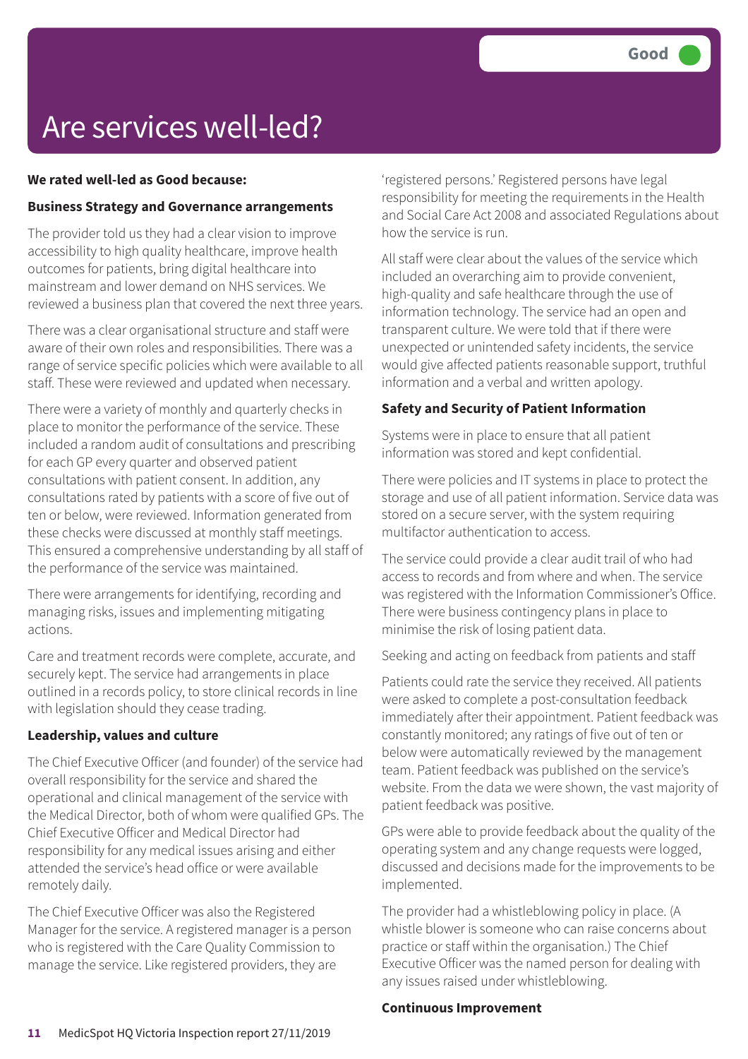# Are services well-led?

Good

**We rated well-led as Good because:**

**Business Strategy and Governance arrangements**

The provider told us they had a clear vision to improve accessibility to high quality healthcare, improve health outcomes for patients, bring digital healthcare into mainstream and lower demand on NHS services. We reviewed a business plan that covered the next three years.

There was a clear organisational structure and staff were aware of their own roles and responsibilities. There was a range of service specific policies which were available to all staff. These were reviewed and updated when necessary.

There were a variety of monthly and quarterly checks in place to monitor the performance of the service. These included a random audit of consultations and prescribing for each GP every quarter and observed patient consultations with patient consent. In addition, any consultations rated by patients with a score of five out of ten or below, were reviewed. Information generated from these checks were discussed at monthly staff meetings. This ensured a comprehensive understanding by all staff of the performance of the service was maintained.

There were arrangements for identifying, recording and managing risks, issues and implementing mitigating actions.

Care and treatment records were complete, accurate, and securely kept. The service had arrangements in place outlined in a records policy, to store clinical records in line with legislation should they cease trading.

**Leadership, values and culture**

The Chief Executive Officer (and founder) of the service had overall responsibility for the service and shared the operational and clinical management of the service with the Medical Director, both of whom were qualified GPs. The Chief Executive Officer and Medical Director had responsibility for any medical issues arising and either attended the service's head office or were available remotely daily.

The Chief Executive Officer was also the Registered Manager for the service. A registered manager is a person who is registered with the Care Quality Commission to manage the service. Like registered providers, they are 'registered persons.' Registered persons have legal responsibility for meeting the requirements in the Health and Social Care Act 2008 and associated Regulations about how the service is run.

All staff were clear about the values of the service which included an overarching aim to provide convenient, high-quality and safe healthcare through the use of information technology. The service had an open and transparent culture. We were told that if there were unexpected or unintended safety incidents, the service would give affected patients reasonable support, truthful information and a verbal and written apology.

**Safety and Security of Patient Information**

Systems were in place to ensure that all patient information was stored and kept confidential.

There were policies and IT systems in place to protect the storage and use of all patient information. Service data was stored on a secure server, with the system requiring multifactor authentication to access.

The service could provide a clear audit trail of who had access to records and from where and when. The service was registered with the Information Commissioner's Office. There were business contingency plans in place to minimise the risk of losing patient data.

Seeking and acting on feedback from patients and staff

Patients could rate the service they received. All patients were asked to complete a post-consultation feedback immediately after their appointment. Patient feedback was constantly monitored; any ratings of five out of ten or below were automatically reviewed by the management team. Patient feedback was published on the service's website. From the data we were shown, the vast majority of patient feedback was positive.

GPs were able to provide feedback about the quality of the operating system and any change requests were logged, discussed and decisions made for the improvements to be implemented.

The provider had a whistleblowing policy in place. (A whistle blower is someone who can raise concerns about practice or staff within the organisation.) The Chief Executive Officer was the named person for dealing with any issues raised under whistleblowing.

**Continuous Improvement**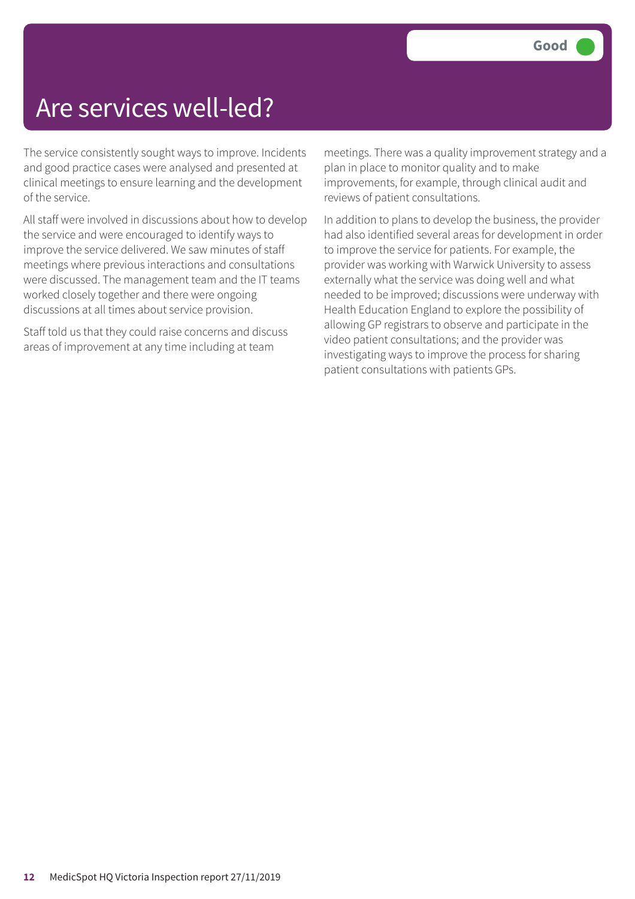# Are services well-led?

**Good**

The service consistently sought ways to improve. Incidents and good practice cases were analysed and presented at clinical meetings to ensure learning and the development of the service.

All staff were involved in discussions about how to develop the service and were encouraged to identify ways to improve the service delivered. We saw minutes of staff meetings where previous interactions and consultations were discussed. The management team and the IT teams worked closely together and there were ongoing discussions at all times about service provision.

Staff told us that they could raise concerns and discuss areas of improvement at any time including at team meetings. There was a quality improvement strategy and a plan in place to monitor quality and to make improvements, for example, through clinical audit and reviews of patient consultations.

In addition to plans to develop the business, the provider had also identified several areas for development in order to improve the service for patients. For example, the provider was working with Warwick University to assess externally what the service was doing well and what needed to be improved; discussions were underway with Health Education England to explore the possibility of allowing GP registrars to observe and participate in the video patient consultations; and the provider was investigating ways to improve the process for sharing patient consultations with patients GPs.